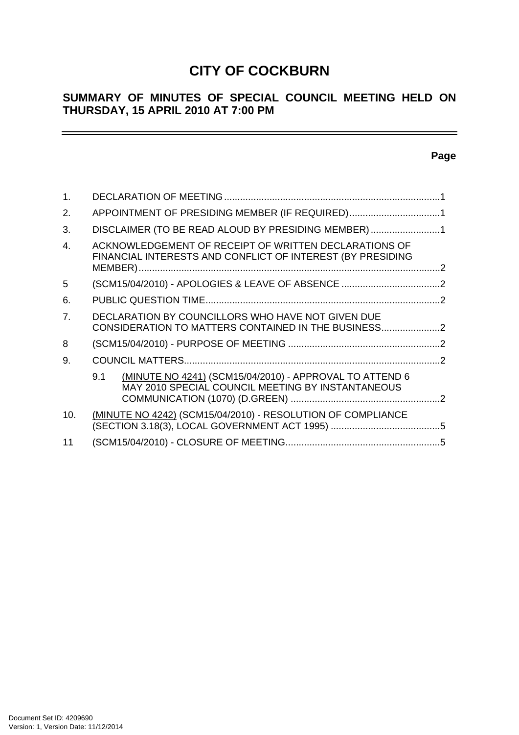# CITY OF COCKBURN

## SUMMARY OF MINUTES OF SPECIAL COUNCIL MEETING HELD ON THURSDAY, 15 APRIL 2010 AT 7:00 PM

**Page**

1. DECLARATION OF MEETING ....................................................................................1
2. APPOINTMENT OF PRESIDING MEMBER (IF REQUIRED)...................................1
3. DISCLAIMER (TO BE READ ALOUD BY PRESIDING MEMBER)...........................1
4. ACKNOWLEDGEMENT OF RECEIPT OF WRITTEN DECLARATIONS OF FINANCIAL INTERESTS AND CONFLICT OF INTEREST (BY PRESIDING MEMBER).................................................................................................................2
5 (SCM15/04/2010) - APOLOGIES & LEAVE OF ABSENCE ......................................2
6. PUBLIC QUESTION TIME.........................................................................................2
7. DECLARATION BY COUNCILLORS WHO HAVE NOT GIVEN DUE CONSIDERATION TO MATTERS CONTAINED IN THE BUSINESS......................2
8 (SCM15/04/2010) - PURPOSE OF MEETING ..........................................................2
9. COUNCIL MATTERS.................................................................................................2
   - 9.1 (MINUTE NO 4241) (SCM15/04/2010) - APPROVAL TO ATTEND 6 MAY 2010 SPECIAL COUNCIL MEETING BY INSTANTANEOUS COMMUNICATION (1070) (D.GREEN) ........................................................2
10. (MINUTE NO 4242) (SCM15/04/2010) - RESOLUTION OF COMPLIANCE (SECTION 3.18(3), LOCAL GOVERNMENT ACT 1995) .........................................5
11 (SCM15/04/2010) - CLOSURE OF MEETING..........................................................5

Document Set ID: 4209690
Version: 1, Version Date: 11/12/2014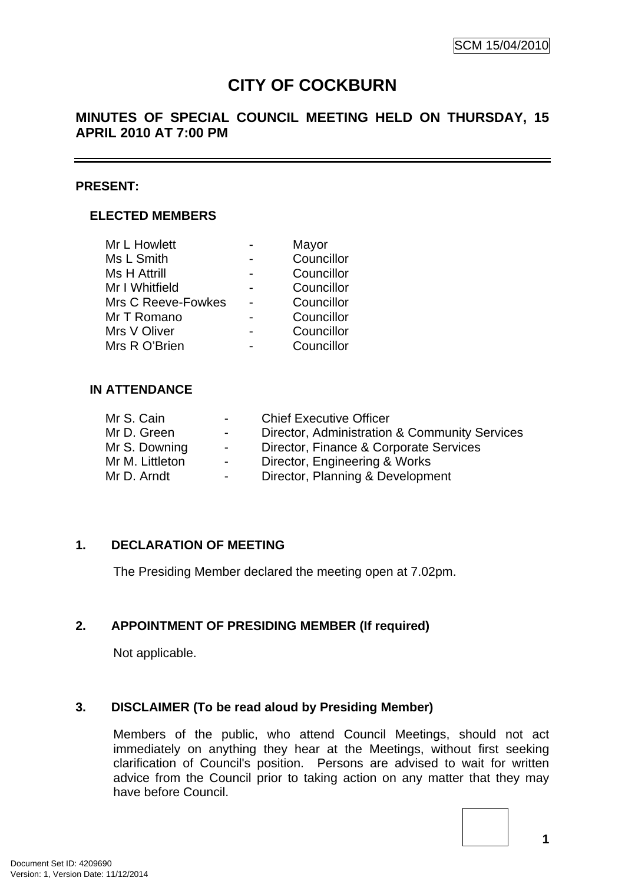SCM 15/04/2010

# CITY OF COCKBURN

## MINUTES OF SPECIAL COUNCIL MEETING HELD ON THURSDAY, 15 APRIL 2010 AT 7:00 PM

---

**PRESENT:**

### ELECTED MEMBERS

| | | |
|---|---|---|
| Mr L Howlett | - | Mayor |
| Ms L Smith | - | Councillor |
| Ms H Attrill | - | Councillor |
| Mr I Whitfield | - | Councillor |
| Mrs C Reeve-Fowkes | - | Councillor |
| Mr T Romano | - | Councillor |
| Mrs V Oliver | - | Councillor |
| Mrs R O'Brien | - | Councillor |

### IN ATTENDANCE

| | | |
|---|---|---|
| Mr S. Cain | - | Chief Executive Officer |
| Mr D. Green | - | Director, Administration & Community Services |
| Mr S. Downing | - | Director, Finance & Corporate Services |
| Mr M. Littleton | - | Director, Engineering & Works |
| Mr D. Arndt | - | Director, Planning & Development |

### 1. DECLARATION OF MEETING

The Presiding Member declared the meeting open at 7.02pm.

### 2. APPOINTMENT OF PRESIDING MEMBER (If required)

Not applicable.

### 3. DISCLAIMER (To be read aloud by Presiding Member)

Members of the public, who attend Council Meetings, should not act immediately on anything they hear at the Meetings, without first seeking clarification of Council's position. Persons are advised to wait for written advice from the Council prior to taking action on any matter that they may have before Council.

Document Set ID: 4209690
Version: 1, Version Date: 11/12/2014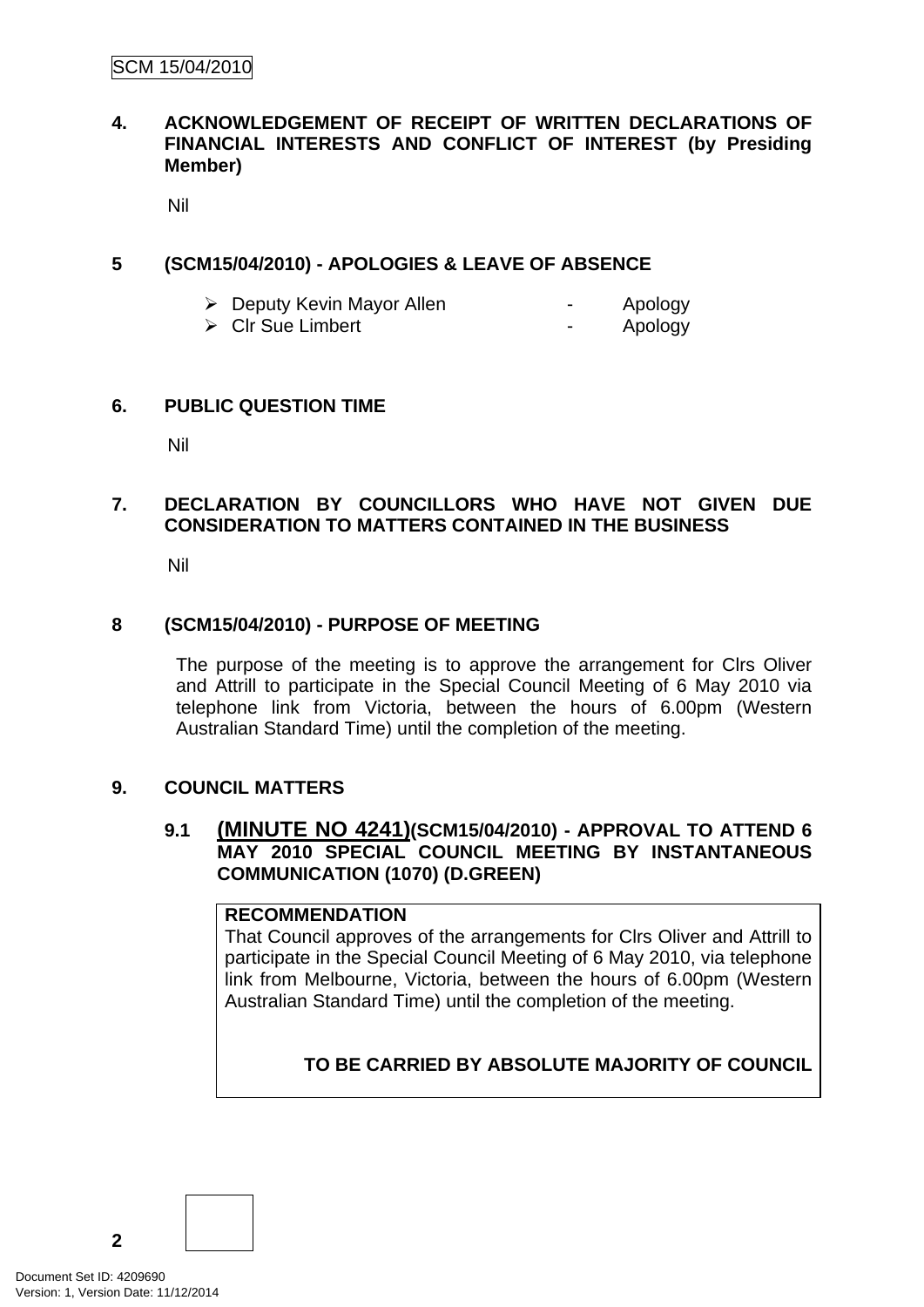**4. ACKNOWLEDGEMENT OF RECEIPT OF WRITTEN DECLARATIONS OF FINANCIAL INTERESTS AND CONFLICT OF INTEREST (by Presiding Member)**

Nil

**5 (SCM15/04/2010) - APOLOGIES & LEAVE OF ABSENCE**

- Deputy Kevin Mayor Allen - Apology
- Clr Sue Limbert - Apology

**6. PUBLIC QUESTION TIME**

Nil

**7. DECLARATION BY COUNCILLORS WHO HAVE NOT GIVEN DUE CONSIDERATION TO MATTERS CONTAINED IN THE BUSINESS**

Nil

**8 (SCM15/04/2010) - PURPOSE OF MEETING**

The purpose of the meeting is to approve the arrangement for Clrs Oliver and Attrill to participate in the Special Council Meeting of 6 May 2010 via telephone link from Victoria, between the hours of 6.00pm (Western Australian Standard Time) until the completion of the meeting.

**9. COUNCIL MATTERS**

**9.1 (MINUTE NO 4241)(SCM15/04/2010) - APPROVAL TO ATTEND 6 MAY 2010 SPECIAL COUNCIL MEETING BY INSTANTANEOUS COMMUNICATION (1070) (D.GREEN)**

**RECOMMENDATION**

That Council approves of the arrangements for Clrs Oliver and Attrill to participate in the Special Council Meeting of 6 May 2010, via telephone link from Melbourne, Victoria, between the hours of 6.00pm (Western Australian Standard Time) until the completion of the meeting.

**TO BE CARRIED BY ABSOLUTE MAJORITY OF COUNCIL**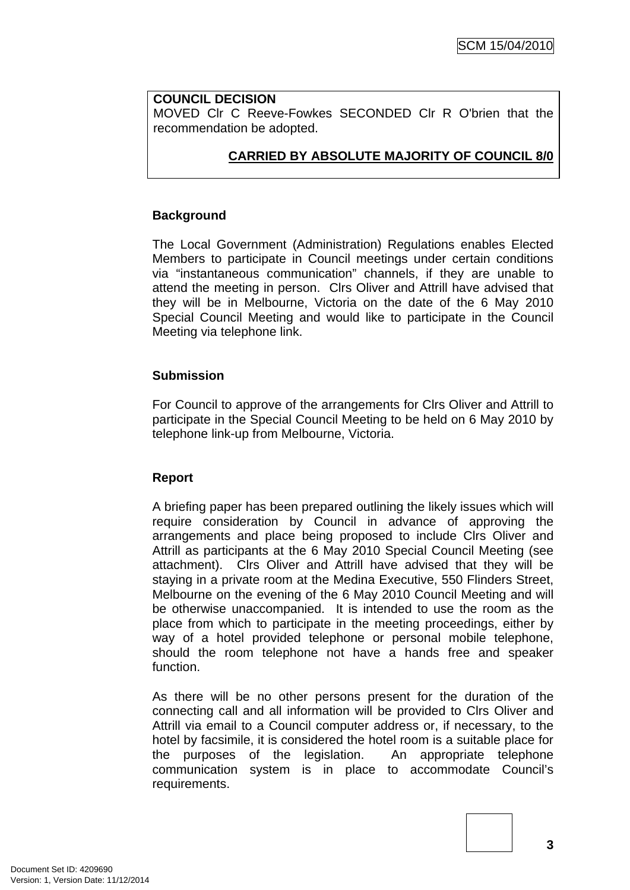**COUNCIL DECISION**
MOVED Clr C Reeve-Fowkes SECONDED Clr R O'brien that the recommendation be adopted.

**CARRIED BY ABSOLUTE MAJORITY OF COUNCIL 8/0**

## Background

The Local Government (Administration) Regulations enables Elected Members to participate in Council meetings under certain conditions via "instantaneous communication" channels, if they are unable to attend the meeting in person. Clrs Oliver and Attrill have advised that they will be in Melbourne, Victoria on the date of the 6 May 2010 Special Council Meeting and would like to participate in the Council Meeting via telephone link.

## Submission

For Council to approve of the arrangements for Clrs Oliver and Attrill to participate in the Special Council Meeting to be held on 6 May 2010 by telephone link-up from Melbourne, Victoria.

## Report

A briefing paper has been prepared outlining the likely issues which will require consideration by Council in advance of approving the arrangements and place being proposed to include Clrs Oliver and Attrill as participants at the 6 May 2010 Special Council Meeting (see attachment). Clrs Oliver and Attrill have advised that they will be staying in a private room at the Medina Executive, 550 Flinders Street, Melbourne on the evening of the 6 May 2010 Council Meeting and will be otherwise unaccompanied. It is intended to use the room as the place from which to participate in the meeting proceedings, either by way of a hotel provided telephone or personal mobile telephone, should the room telephone not have a hands free and speaker function.

As there will be no other persons present for the duration of the connecting call and all information will be provided to Clrs Oliver and Attrill via email to a Council computer address or, if necessary, to the hotel by facsimile, it is considered the hotel room is a suitable place for the purposes of the legislation. An appropriate telephone communication system is in place to accommodate Council's requirements.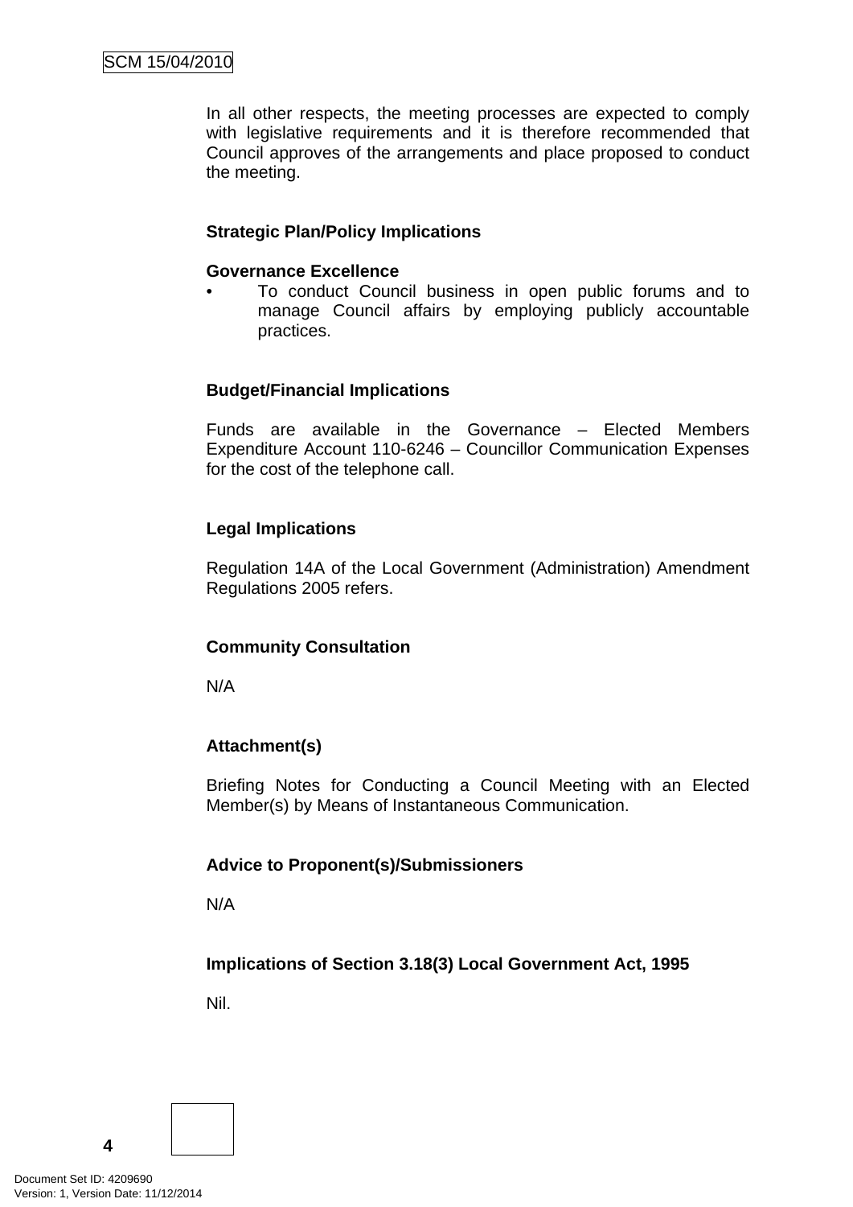In all other respects, the meeting processes are expected to comply with legislative requirements and it is therefore recommended that Council approves of the arrangements and place proposed to conduct the meeting.

**Strategic Plan/Policy Implications**

**Governance Excellence**

- To conduct Council business in open public forums and to manage Council affairs by employing publicly accountable practices.

**Budget/Financial Implications**

Funds are available in the Governance – Elected Members Expenditure Account 110-6246 – Councillor Communication Expenses for the cost of the telephone call.

**Legal Implications**

Regulation 14A of the Local Government (Administration) Amendment Regulations 2005 refers.

**Community Consultation**

N/A

**Attachment(s)**

Briefing Notes for Conducting a Council Meeting with an Elected Member(s) by Means of Instantaneous Communication.

**Advice to Proponent(s)/Submissioners**

N/A

**Implications of Section 3.18(3) Local Government Act, 1995**

Nil.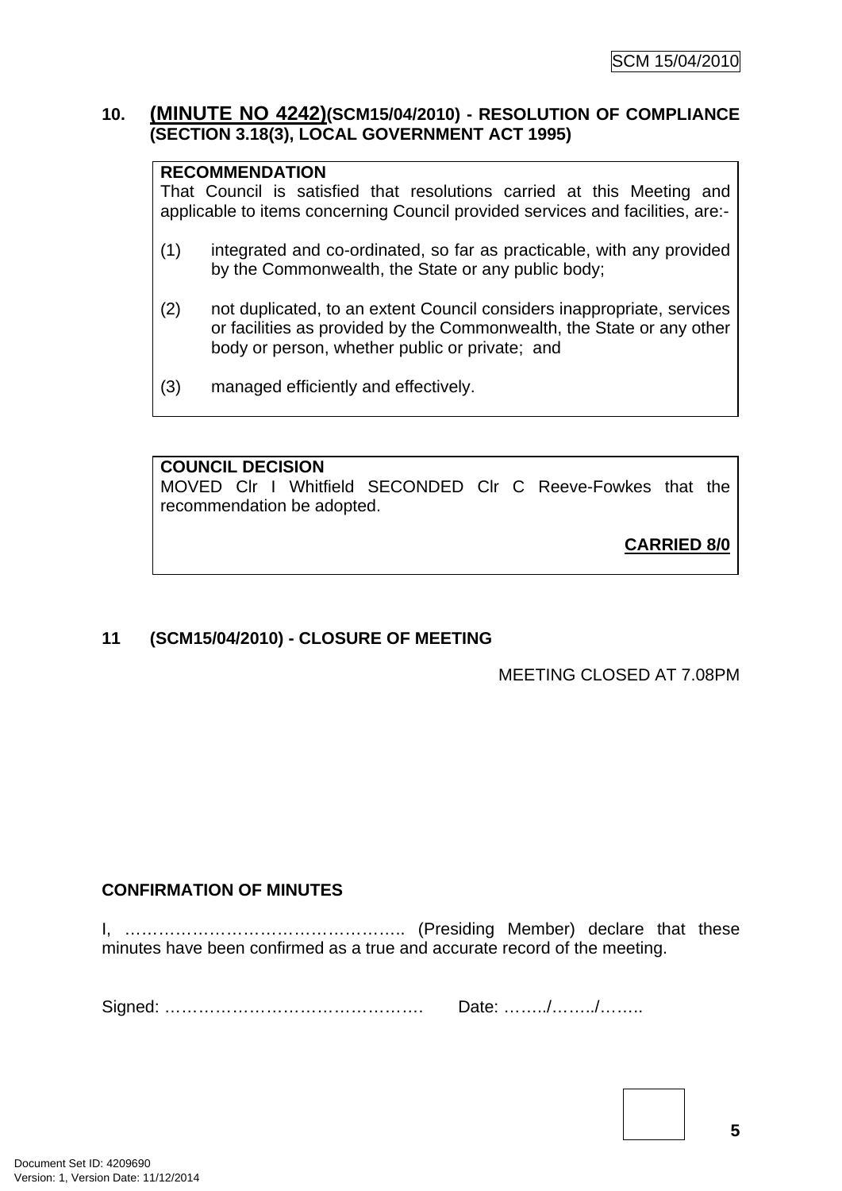## 10. (MINUTE NO 4242)(SCM15/04/2010) - RESOLUTION OF COMPLIANCE (SECTION 3.18(3), LOCAL GOVERNMENT ACT 1995)

**RECOMMENDATION**

That Council is satisfied that resolutions carried at this Meeting and applicable to items concerning Council provided services and facilities, are:-

(1) integrated and co-ordinated, so far as practicable, with any provided by the Commonwealth, the State or any public body;

(2) not duplicated, to an extent Council considers inappropriate, services or facilities as provided by the Commonwealth, the State or any other body or person, whether public or private; and

(3) managed efficiently and effectively.

**COUNCIL DECISION**

MOVED Clr I Whitfield SECONDED Clr C Reeve-Fowkes that the recommendation be adopted.

**CARRIED 8/0**

## 11 (SCM15/04/2010) - CLOSURE OF MEETING

MEETING CLOSED AT 7.08PM

**CONFIRMATION OF MINUTES**

I, ………………………………………….. (Presiding Member) declare that these minutes have been confirmed as a true and accurate record of the meeting.

Signed: ………………………………………. Date: ……../……../……..

Document Set ID: 4209690
Version: 1, Version Date: 11/12/2014